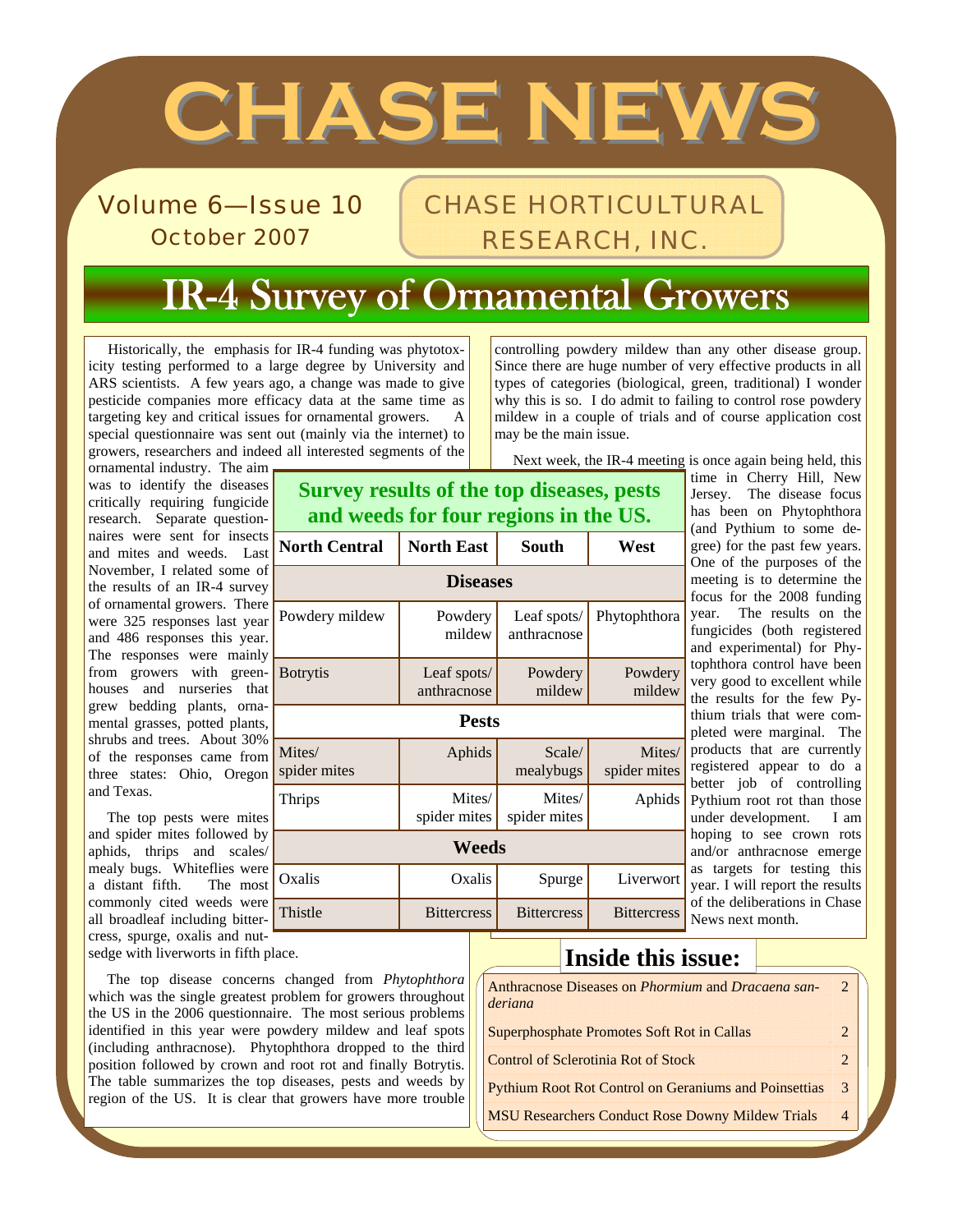# CHASE NEWS

Volume 6—Issue 10
October 2007

CHASE HORTICULTURAL RESEARCH, INC.

## IR-4 Survey of Ornamental Growers

Historically, the emphasis for IR-4 funding was phytotoxicity testing performed to a large degree by University and ARS scientists. A few years ago, a change was made to give pesticide companies more efficacy data at the same time as targeting key and critical issues for ornamental growers. A special questionnaire was sent out (mainly via the internet) to growers, researchers and indeed all interested segments of the ornamental industry. The aim was to identify the diseases critically requiring fungicide research. Separate questionnaires were sent for insects and mites and weeds. Last November, I related some of the results of an IR-4 survey of ornamental growers. There were 325 responses last year and 486 responses this year. The responses were mainly from growers with greenhouses and nurseries that grew bedding plants, ornamental grasses, potted plants, shrubs and trees. About 30% of the responses came from three states: Ohio, Oregon and Texas.

The top pests were mites and spider mites followed by aphids, thrips and scales/mealy bugs. Whiteflies were a distant fifth. The most commonly cited weeds were all broadleaf including bittercress, spurge, oxalis and nutsedge with liverworts in fifth place.

The top disease concerns changed from *Phytophthora* which was the single greatest problem for growers throughout the US in the 2006 questionnaire. The most serious problems identified in this year were powdery mildew and leaf spots (including anthracnose). Phytophthora dropped to the third position followed by crown and root rot and finally Botrytis. The table summarizes the top diseases, pests and weeds by region of the US. It is clear that growers have more trouble controlling powdery mildew than any other disease group. Since there are huge number of very effective products in all types of categories (biological, green, traditional) I wonder why this is so. I do admit to failing to control rose powdery mildew in a couple of trials and of course application cost may be the main issue.

**Survey results of the top diseases, pests and weeds for four regions in the US.**

| North Central | North East | South | West |
|---|---|---|---|
| **Diseases** | | | |
| Powdery mildew | Powdery mildew | Leaf spots/ anthracnose | Phytophthora |
| Botrytis | Leaf spots/ anthracnose | Powdery mildew | Powdery mildew |
| **Pests** | | | |
| Mites/ spider mites | Aphids | Scale/ mealybugs | Mites/ spider mites |
| Thrips | Mites/ spider mites | Mites/ spider mites | Aphids |
| **Weeds** | | | |
| Oxalis | Oxalis | Spurge | Liverwort |
| Thistle | Bittercress | Bittercress | Bittercress |

Next week, the IR-4 meeting is once again being held, this time in Cherry Hill, New Jersey. The disease focus has been on Phytophthora (and Pythium to some degree) for the past few years. One of the purposes of the meeting is to determine the focus for the 2008 funding year. The results on the fungicides (both registered and experimental) for Phytophthora control have been very good to excellent while the results for the few Pythium trials that were completed were marginal. The products that are currently registered appear to do a better job of controlling Pythium root rot than those under development. I am hoping to see crown rots and/or anthracnose emerge as targets for testing this year. I will report the results of the deliberations in Chase News next month.

### Inside this issue:

| | |
|---|---|
| Anthracnose Diseases on *Phormium* and *Dracaena sanderiana* | 2 |
| Superphosphate Promotes Soft Rot in Callas | 2 |
| Control of Sclerotinia Rot of Stock | 2 |
| Pythium Root Rot Control on Geraniums and Poinsettias | 3 |
| MSU Researchers Conduct Rose Downy Mildew Trials | 4 |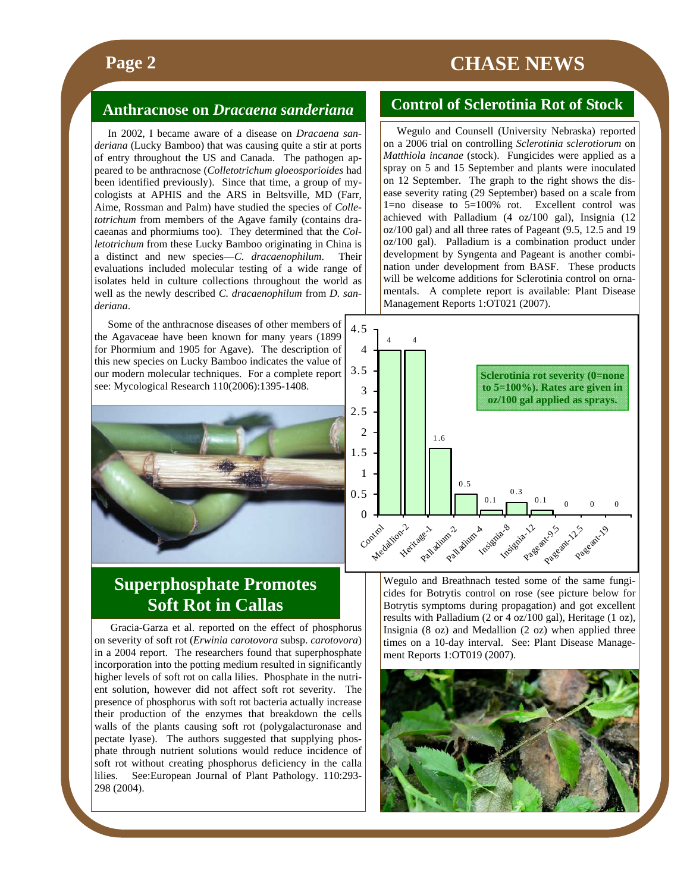## Anthracnose on *Dracaena sanderiana*

In 2002, I became aware of a disease on *Dracaena sanderiana* (Lucky Bamboo) that was causing quite a stir at ports of entry throughout the US and Canada. The pathogen appeared to be anthracnose (*Colletotrichum gloeosporioides* had been identified previously). Since that time, a group of mycologists at APHIS and the ARS in Beltsville, MD (Farr, Aime, Rossman and Palm) have studied the species of *Colletotrichum* from members of the Agave family (contains dracaeanas and phormiums too). They determined that the *Colletotrichum* from these Lucky Bamboo originating in China is a distinct and new species—*C. dracaenophilum*. Their evaluations included molecular testing of a wide range of isolates held in culture collections throughout the world as well as the newly described *C. dracaenophilum* from *D. sanderiana*.

Some of the anthracnose diseases of other members of the Agavaceae have been known for many years (1899 for Phormium and 1905 for Agave). The description of this new species on Lucky Bamboo indicates the value of our modern molecular techniques. For a complete report see: Mycological Research 110(2006):1395-1408.

## Superphosphate Promotes Soft Rot in Callas

Gracia-Garza et al. reported on the effect of phosphorus on severity of soft rot (*Erwinia carotovora* subsp. *carotovora*) in a 2004 report. The researchers found that superphosphate incorporation into the potting medium resulted in significantly higher levels of soft rot on calla lilies. Phosphate in the nutrient solution, however did not affect soft rot severity. The presence of phosphorus with soft rot bacteria actually increase their production of the enzymes that breakdown the cells walls of the plants causing soft rot (polygalacturonase and pectate lyase). The authors suggested that supplying phosphate through nutrient solutions would reduce incidence of soft rot without creating phosphorus deficiency in the calla lilies. See:European Journal of Plant Pathology. 110:293-298 (2004).

## Control of Sclerotinia Rot of Stock

Wegulo and Counsell (University Nebraska) reported on a 2006 trial on controlling *Sclerotinia sclerotiorum* on *Matthiola incanae* (stock). Fungicides were applied as a spray on 5 and 15 September and plants were inoculated on 12 September. The graph to the right shows the disease severity rating (29 September) based on a scale from 1=no disease to 5=100% rot. Excellent control was achieved with Palladium (4 oz/100 gal), Insignia (12 oz/100 gal) and all three rates of Pageant (9.5, 12.5 and 19 oz/100 gal). Palladium is a combination product under development by Syngenta and Pageant is another combination under development from BASF. These products will be welcome additions for Sclerotinia control on ornamentals. A complete report is available: Plant Disease Management Reports 1:OT021 (2007).

**Sclerotinia rot severity (0=none to 5=100%). Rates are given in oz/100 gal applied as sprays.**

| Treatment | Severity |
|---|---|
| Control | 4 |
| Medallion-2 | 4 |
| Heritage-1 | 1.6 |
| Palladium-2 | 0.5 |
| Palladium-4 | 0.1 |
| Insignia-8 | 0.3 |
| Insignia-12 | 0.1 |
| Pageant-9.5 | 0 |
| Pageant-12.5 | 0 |
| Pageant-19 | 0 |

Wegulo and Breathnach tested some of the same fungicides for Botrytis control on rose (see picture below for Botrytis symptoms during propagation) and got excellent results with Palladium (2 or 4 oz/100 gal), Heritage (1 oz), Insignia (8 oz) and Medallion (2 oz) when applied three times on a 10-day interval. See: Plant Disease Management Reports 1:OT019 (2007).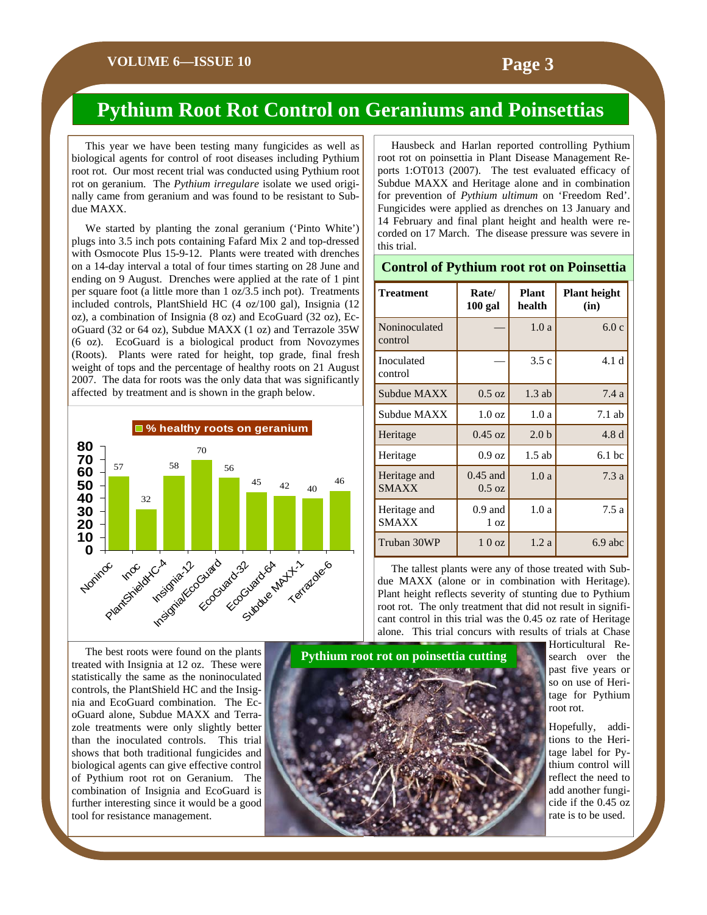# Pythium Root Rot Control on Geraniums and Poinsettias

This year we have been testing many fungicides as well as biological agents for control of root diseases including Pythium root rot. Our most recent trial was conducted using Pythium root rot on geranium. The *Pythium irregulare* isolate we used originally came from geranium and was found to be resistant to Subdue MAXX.

We started by planting the zonal geranium ('Pinto White') plugs into 3.5 inch pots containing Fafard Mix 2 and top-dressed with Osmocote Plus 15-9-12. Plants were treated with drenches on a 14-day interval a total of four times starting on 28 June and ending on 9 August. Drenches were applied at the rate of 1 pint per square foot (a little more than 1 oz/3.5 inch pot). Treatments included controls, PlantShield HC (4 oz/100 gal), Insignia (12 oz), a combination of Insignia (8 oz) and EcoGuard (32 oz), EcoGuard (32 or 64 oz), Subdue MAXX (1 oz) and Terrazole 35W (6 oz). EcoGuard is a biological product from Novozymes (Roots). Plants were rated for height, top grade, final fresh weight of tops and the percentage of healthy roots on 21 August 2007. The data for roots was the only data that was significantly affected by treatment and is shown in the graph below.

**% healthy roots on geranium**

| Treatment | % healthy roots |
|---|---|
| Noninoc | 57 |
| Inoc | 32 |
| PlantShieldHC-4 | 58 |
| Insignia-12 | 70 |
| Insignia/EcoGuard | 56 |
| EcoGuard-32 | 45 |
| EcoGuard-64 | 42 |
| Subdue MAXX-1 | 40 |
| Terrazole-6 | 46 |

The best roots were found on the plants treated with Insignia at 12 oz. These were statistically the same as the noninoculated controls, the PlantShield HC and the Insignia and EcoGuard combination. The EcoGuard alone, Subdue MAXX and Terrazole treatments were only slightly better than the inoculated controls. This trial shows that both traditional fungicides and biological agents can give effective control of Pythium root rot on Geranium. The combination of Insignia and EcoGuard is further interesting since it would be a good tool for resistance management.

Hausbeck and Harlan reported controlling Pythium root rot on poinsettia in Plant Disease Management Reports 1:OT013 (2007). The test evaluated efficacy of Subdue MAXX and Heritage alone and in combination for prevention of *Pythium ultimum* on 'Freedom Red'. Fungicides were applied as drenches on 13 January and 14 February and final plant height and health were recorded on 17 March. The disease pressure was severe in this trial.

**Control of Pythium root rot on Poinsettia**

| Treatment | Rate/ 100 gal | Plant health | Plant height (in) |
|---|---|---|---|
| Noninoculated control | — | 1.0 a | 6.0 c |
| Inoculated control | — | 3.5 c | 4.1 d |
| Subdue MAXX | 0.5 oz | 1.3 ab | 7.4 a |
| Subdue MAXX | 1.0 oz | 1.0 a | 7.1 ab |
| Heritage | 0.45 oz | 2.0 b | 4.8 d |
| Heritage | 0.9 oz | 1.5 ab | 6.1 bc |
| Heritage and SMAXX | 0.45 and 0.5 oz | 1.0 a | 7.3 a |
| Heritage and SMAXX | 0.9 and 1 oz | 1.0 a | 7.5 a |
| Truban 30WP | 1 0 oz | 1.2 a | 6.9 abc |

The tallest plants were any of those treated with Subdue MAXX (alone or in combination with Heritage). Plant height reflects severity of stunting due to Pythium root rot. The only treatment that did not result in significant control in this trial was the 0.45 oz rate of Heritage alone. This trial concurs with results of trials at Chase Horticultural Research over the past five years or so on use of Heritage for Pythium root rot.

Hopefully, additions to the Heritage label for Pythium control will reflect the need to add another fungicide if the 0.45 oz rate is to be used.

Pythium root rot on poinsettia cutting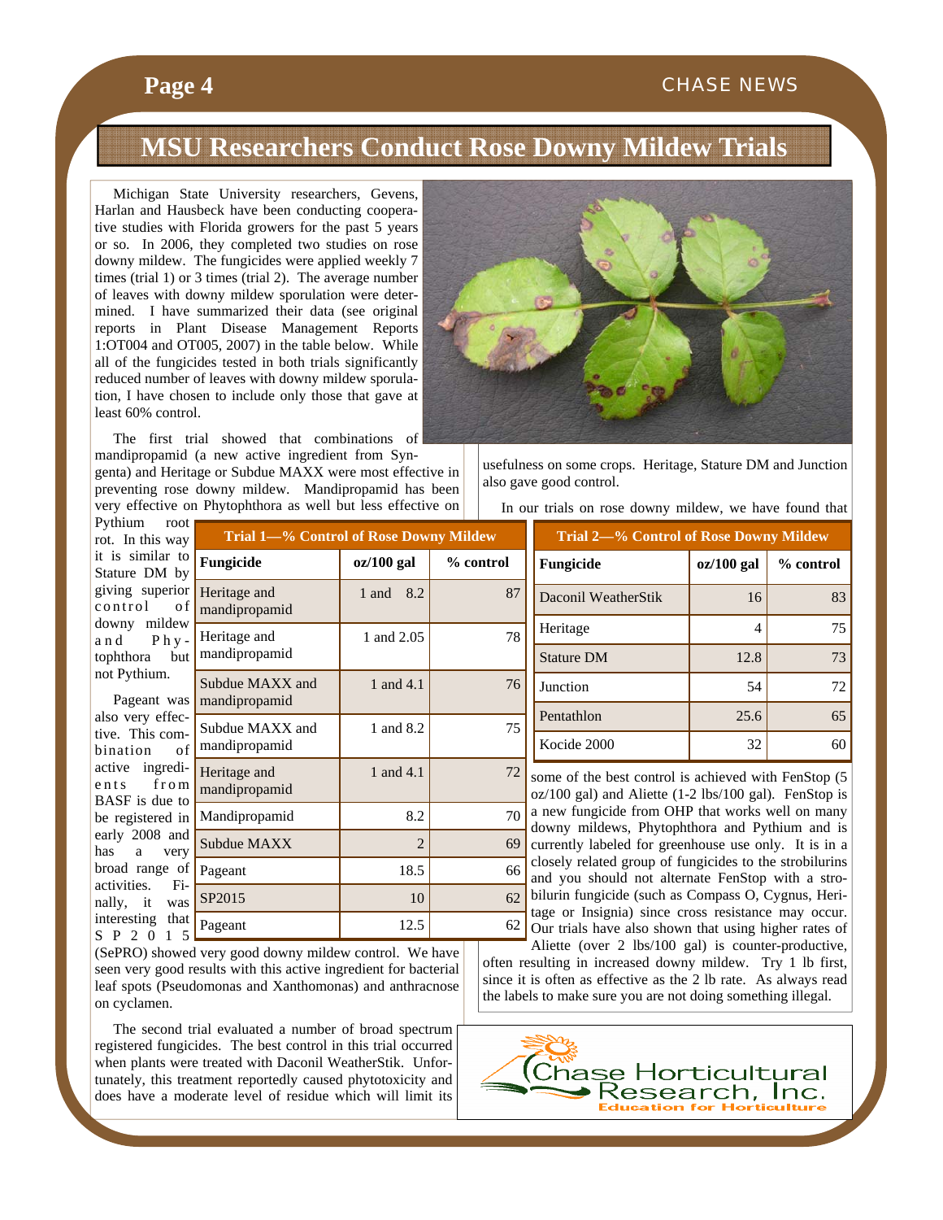# MSU Researchers Conduct Rose Downy Mildew Trials

Michigan State University researchers, Gevens, Harlan and Hausbeck have been conducting cooperative studies with Florida growers for the past 5 years or so. In 2006, they completed two studies on rose downy mildew. The fungicides were applied weekly 7 times (trial 1) or 3 times (trial 2). The average number of leaves with downy mildew sporulation were determined. I have summarized their data (see original reports in Plant Disease Management Reports 1:OT004 and OT005, 2007) in the table below. While all of the fungicides tested in both trials significantly reduced number of leaves with downy mildew sporulation, I have chosen to include only those that gave at least 60% control.

The first trial showed that combinations of mandipropamid (a new active ingredient from Syngenta) and Heritage or Subdue MAXX were most effective in preventing rose downy mildew. Mandipropamid has been very effective on Phytophthora as well but less effective on Pythium root rot. In this way it is similar to Stature DM by giving superior control of downy mildew and Phytophthora but not Pythium.

Pageant was also very effective. This combination of active ingredients from BASF is due to be registered in early 2008 and has a very broad range of activities. Finally, it was interesting that SP2015 (SePRO) showed very good downy mildew control. We have seen very good results with this active ingredient for bacterial leaf spots (Pseudomonas and Xanthomonas) and anthracnose on cyclamen.

**Trial 1—% Control of Rose Downy Mildew**

| Fungicide | oz/100 gal | % control |
|---|---|---|
| Heritage and mandipropamid | 1 and 8.2 | 87 |
| Heritage and mandipropamid | 1 and 2.05 | 78 |
| Subdue MAXX and mandipropamid | 1 and 4.1 | 76 |
| Subdue MAXX and mandipropamid | 1 and 8.2 | 75 |
| Heritage and mandipropamid | 1 and 4.1 | 72 |
| Mandipropamid | 8.2 | 70 |
| Subdue MAXX | 2 | 69 |
| Pageant | 18.5 | 66 |
| SP2015 | 10 | 62 |
| Pageant | 12.5 | 62 |

The second trial evaluated a number of broad spectrum registered fungicides. The best control in this trial occurred when plants were treated with Daconil WeatherStik. Unfortunately, this treatment reportedly caused phytotoxicity and does have a moderate level of residue which will limit its usefulness on some crops. Heritage, Stature DM and Junction also gave good control.

**Trial 2—% Control of Rose Downy Mildew**

| Fungicide | oz/100 gal | % control |
|---|---|---|
| Daconil WeatherStik | 16 | 83 |
| Heritage | 4 | 75 |
| Stature DM | 12.8 | 73 |
| Junction | 54 | 72 |
| Pentathlon | 25.6 | 65 |
| Kocide 2000 | 32 | 60 |

In our trials on rose downy mildew, we have found that some of the best control is achieved with FenStop (5 oz/100 gal) and Aliette (1-2 lbs/100 gal). FenStop is a new fungicide from OHP that works well on many downy mildews, Phytophthora and Pythium and is currently labeled for greenhouse use only. It is in a closely related group of fungicides to the strobilurins and you should not alternate FenStop with a strobilurin fungicide (such as Compass O, Cygnus, Heritage or Insignia) since cross resistance may occur. Our trials have also shown that using higher rates of Aliette (over 2 lbs/100 gal) is counter-productive, often resulting in increased downy mildew. Try 1 lb first, since it is often as effective as the 2 lb rate. As always read the labels to make sure you are not doing something illegal.

Chase Horticultural Research, Inc.
Education for Horticulture